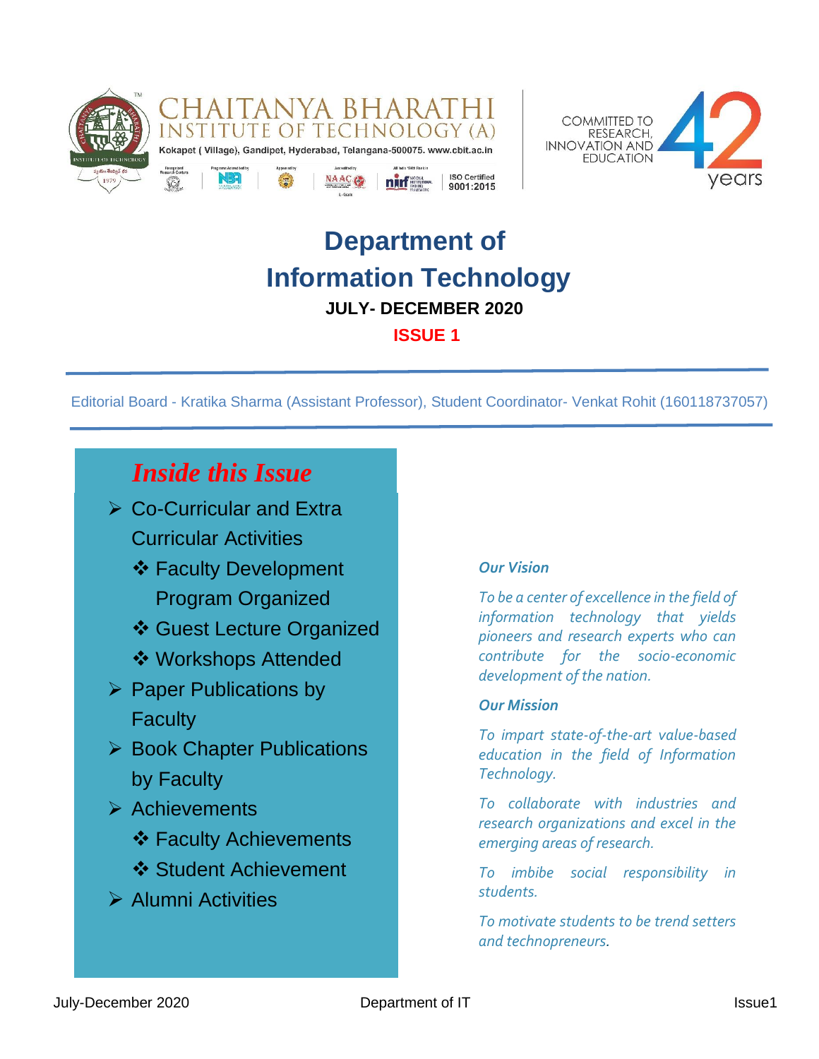CHAITANYA BHARATHI INSTITUTE OF TECHNOLOGY (A)

Kokapet ( Village), Gandipet, Hyderabad, Telangana-500075. www.cbit.ac.in

ISO Certified 9001:2015

COMMITTED TO RESEARCH, INNOVATION AND EDUCATION 42 years

# Department of Information Technology

**JULY- DECEMBER 2020**

**ISSUE 1**

Editorial Board - Kratika Sharma (Assistant Professor), Student Coordinator- Venkat Rohit (160118737057)

## *Inside this Issue*

- Co-Curricular and Extra Curricular Activities
  - Faculty Development Program Organized
  - Guest Lecture Organized
  - Workshops Attended
- Paper Publications by Faculty
- Book Chapter Publications by Faculty
- Achievements
  - Faculty Achievements
  - Student Achievement
- Alumni Activities

### *Our Vision*

*To be a center of excellence in the field of information technology that yields pioneers and research experts who can contribute for the socio-economic development of the nation.*

### *Our Mission*

*To impart state-of-the-art value-based education in the field of Information Technology.*

*To collaborate with industries and research organizations and excel in the emerging areas of research.*

*To imbibe social responsibility in students.*

*To motivate students to be trend setters and technopreneurs.*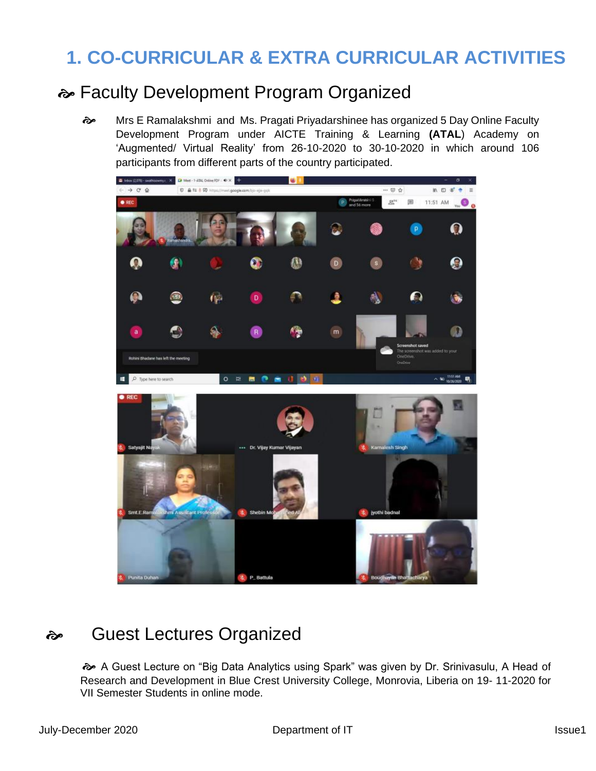# 1. CO-CURRICULAR & EXTRA CURRICULAR ACTIVITIES

## Faculty Development Program Organized

- Mrs E Ramalakshmi and Ms. Pragati Priyadarshinee has organized 5 Day Online Faculty Development Program under AICTE Training & Learning **(ATAL)** Academy on 'Augmented/ Virtual Reality' from 26-10-2020 to 30-10-2020 in which around 106 participants from different parts of the country participated.

## Guest Lectures Organized

- A Guest Lecture on "Big Data Analytics using Spark" was given by Dr. Srinivasulu, A Head of Research and Development in Blue Crest University College, Monrovia, Liberia on 19- 11-2020 for VII Semester Students in online mode.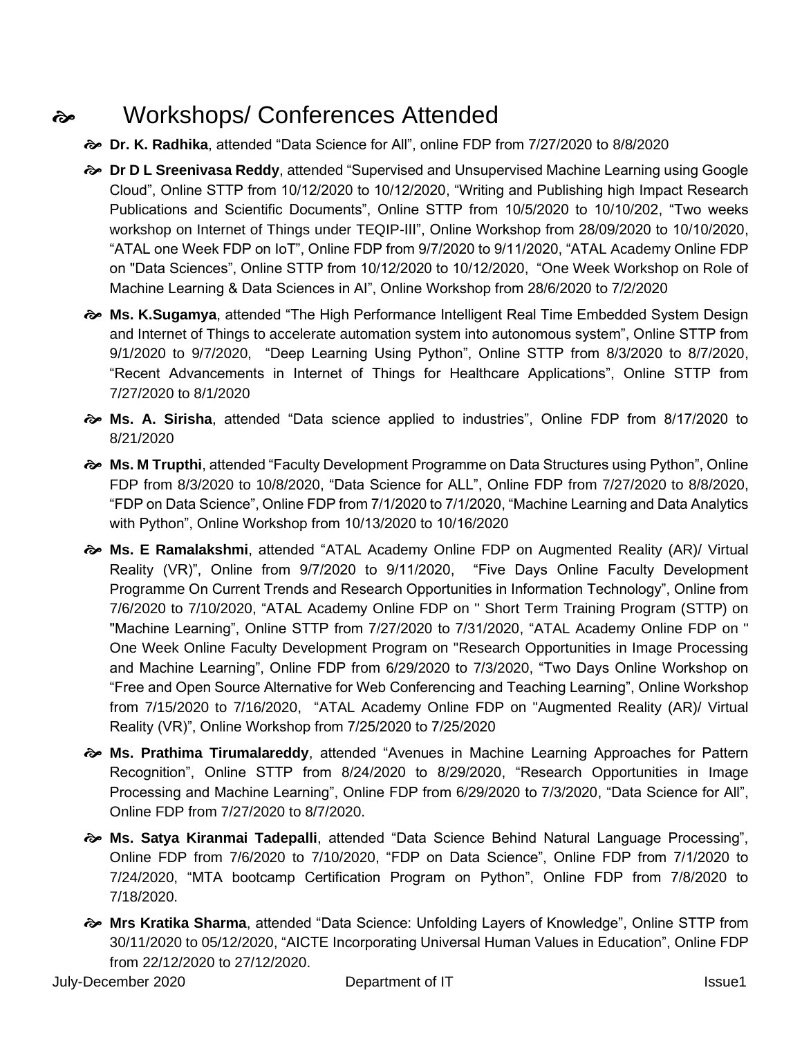# Workshops/ Conferences Attended

- **Dr. K. Radhika**, attended "Data Science for All", online FDP from 7/27/2020 to 8/8/2020
- **Dr D L Sreenivasa Reddy**, attended "Supervised and Unsupervised Machine Learning using Google Cloud", Online STTP from 10/12/2020 to 10/12/2020, "Writing and Publishing high Impact Research Publications and Scientific Documents", Online STTP from 10/5/2020 to 10/10/202, "Two weeks workshop on Internet of Things under TEQIP-III", Online Workshop from 28/09/2020 to 10/10/2020, "ATAL one Week FDP on IoT", Online FDP from 9/7/2020 to 9/11/2020, "ATAL Academy Online FDP on "Data Sciences", Online STTP from 10/12/2020 to 10/12/2020, "One Week Workshop on Role of Machine Learning & Data Sciences in AI", Online Workshop from 28/6/2020 to 7/2/2020
- **Ms. K.Sugamya**, attended "The High Performance Intelligent Real Time Embedded System Design and Internet of Things to accelerate automation system into autonomous system", Online STTP from 9/1/2020 to 9/7/2020, "Deep Learning Using Python", Online STTP from 8/3/2020 to 8/7/2020, "Recent Advancements in Internet of Things for Healthcare Applications", Online STTP from 7/27/2020 to 8/1/2020
- **Ms. A. Sirisha**, attended "Data science applied to industries", Online FDP from 8/17/2020 to 8/21/2020
- **Ms. M Trupthi**, attended "Faculty Development Programme on Data Structures using Python", Online FDP from 8/3/2020 to 10/8/2020, "Data Science for ALL", Online FDP from 7/27/2020 to 8/8/2020, "FDP on Data Science", Online FDP from 7/1/2020 to 7/1/2020, "Machine Learning and Data Analytics with Python", Online Workshop from 10/13/2020 to 10/16/2020
- **Ms. E Ramalakshmi**, attended "ATAL Academy Online FDP on Augmented Reality (AR)/ Virtual Reality (VR)", Online from 9/7/2020 to 9/11/2020, "Five Days Online Faculty Development Programme On Current Trends and Research Opportunities in Information Technology", Online from 7/6/2020 to 7/10/2020, "ATAL Academy Online FDP on " Short Term Training Program (STTP) on "Machine Learning", Online STTP from 7/27/2020 to 7/31/2020, "ATAL Academy Online FDP on " One Week Online Faculty Development Program on "Research Opportunities in Image Processing and Machine Learning", Online FDP from 6/29/2020 to 7/3/2020, "Two Days Online Workshop on "Free and Open Source Alternative for Web Conferencing and Teaching Learning", Online Workshop from 7/15/2020 to 7/16/2020, "ATAL Academy Online FDP on "Augmented Reality (AR)/ Virtual Reality (VR)", Online Workshop from 7/25/2020 to 7/25/2020
- **Ms. Prathima Tirumalareddy**, attended "Avenues in Machine Learning Approaches for Pattern Recognition", Online STTP from 8/24/2020 to 8/29/2020, "Research Opportunities in Image Processing and Machine Learning", Online FDP from 6/29/2020 to 7/3/2020, "Data Science for All", Online FDP from 7/27/2020 to 8/7/2020.
- **Ms. Satya Kiranmai Tadepalli**, attended "Data Science Behind Natural Language Processing", Online FDP from 7/6/2020 to 7/10/2020, "FDP on Data Science", Online FDP from 7/1/2020 to 7/24/2020, "MTA bootcamp Certification Program on Python", Online FDP from 7/8/2020 to 7/18/2020.
- **Mrs Kratika Sharma**, attended "Data Science: Unfolding Layers of Knowledge", Online STTP from 30/11/2020 to 05/12/2020, "AICTE Incorporating Universal Human Values in Education", Online FDP from 22/12/2020 to 27/12/2020.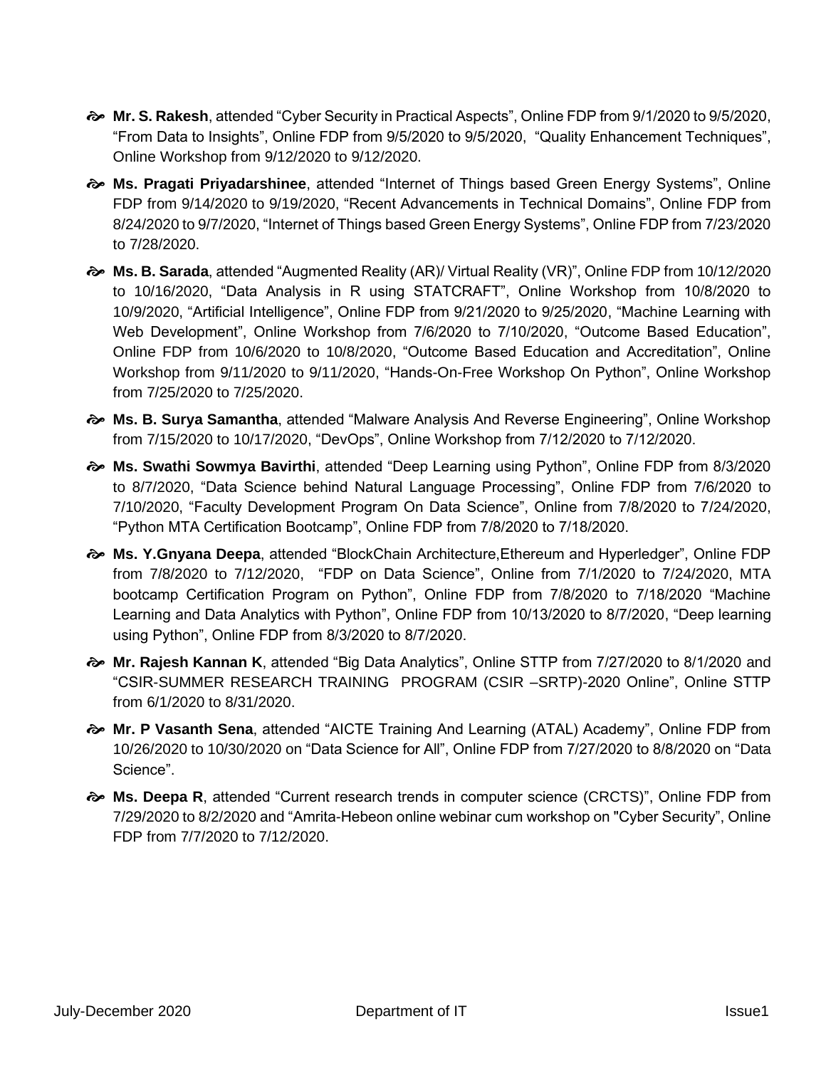- **Mr. S. Rakesh**, attended “Cyber Security in Practical Aspects”, Online FDP from 9/1/2020 to 9/5/2020, “From Data to Insights”, Online FDP from 9/5/2020 to 9/5/2020, “Quality Enhancement Techniques”, Online Workshop from 9/12/2020 to 9/12/2020.
- **Ms. Pragati Priyadarshinee**, attended “Internet of Things based Green Energy Systems”, Online FDP from 9/14/2020 to 9/19/2020, “Recent Advancements in Technical Domains”, Online FDP from 8/24/2020 to 9/7/2020, “Internet of Things based Green Energy Systems”, Online FDP from 7/23/2020 to 7/28/2020.
- **Ms. B. Sarada**, attended “Augmented Reality (AR)/ Virtual Reality (VR)”, Online FDP from 10/12/2020 to 10/16/2020, “Data Analysis in R using STATCRAFT”, Online Workshop from 10/8/2020 to 10/9/2020, “Artificial Intelligence”, Online FDP from 9/21/2020 to 9/25/2020, “Machine Learning with Web Development”, Online Workshop from 7/6/2020 to 7/10/2020, “Outcome Based Education”, Online FDP from 10/6/2020 to 10/8/2020, “Outcome Based Education and Accreditation”, Online Workshop from 9/11/2020 to 9/11/2020, “Hands-On-Free Workshop On Python”, Online Workshop from 7/25/2020 to 7/25/2020.
- **Ms. B. Surya Samantha**, attended “Malware Analysis And Reverse Engineering”, Online Workshop from 7/15/2020 to 10/17/2020, “DevOps”, Online Workshop from 7/12/2020 to 7/12/2020.
- **Ms. Swathi Sowmya Bavirthi**, attended “Deep Learning using Python”, Online FDP from 8/3/2020 to 8/7/2020, “Data Science behind Natural Language Processing”, Online FDP from 7/6/2020 to 7/10/2020, “Faculty Development Program On Data Science”, Online from 7/8/2020 to 7/24/2020, “Python MTA Certification Bootcamp”, Online FDP from 7/8/2020 to 7/18/2020.
- **Ms. Y.Gnyana Deepa**, attended “BlockChain Architecture,Ethereum and Hyperledger”, Online FDP from 7/8/2020 to 7/12/2020, “FDP on Data Science”, Online from 7/1/2020 to 7/24/2020, MTA bootcamp Certification Program on Python”, Online FDP from 7/8/2020 to 7/18/2020 “Machine Learning and Data Analytics with Python”, Online FDP from 10/13/2020 to 8/7/2020, “Deep learning using Python”, Online FDP from 8/3/2020 to 8/7/2020.
- **Mr. Rajesh Kannan K**, attended “Big Data Analytics”, Online STTP from 7/27/2020 to 8/1/2020 and “CSIR-SUMMER RESEARCH TRAINING PROGRAM (CSIR –SRTP)-2020 Online”, Online STTP from 6/1/2020 to 8/31/2020.
- **Mr. P Vasanth Sena**, attended “AICTE Training And Learning (ATAL) Academy”, Online FDP from 10/26/2020 to 10/30/2020 on “Data Science for All”, Online FDP from 7/27/2020 to 8/8/2020 on “Data Science”.
- **Ms. Deepa R**, attended “Current research trends in computer science (CRCTS)”, Online FDP from 7/29/2020 to 8/2/2020 and “Amrita-Hebeon online webinar cum workshop on "Cyber Security”, Online FDP from 7/7/2020 to 7/12/2020.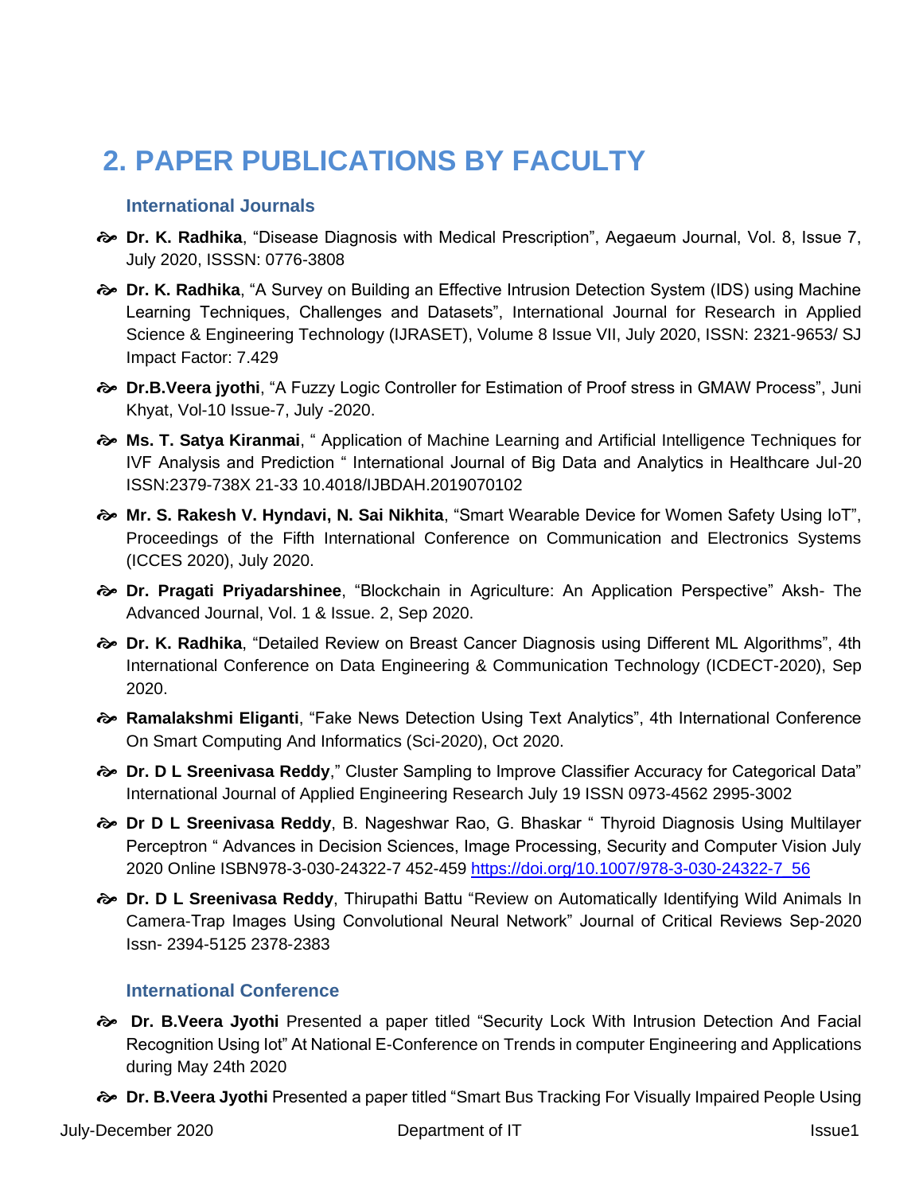## 2. PAPER PUBLICATIONS BY FACULTY

### International Journals

- **Dr. K. Radhika**, "Disease Diagnosis with Medical Prescription", Aegaeum Journal, Vol. 8, Issue 7, July 2020, ISSSN: 0776-3808
- **Dr. K. Radhika**, "A Survey on Building an Effective Intrusion Detection System (IDS) using Machine Learning Techniques, Challenges and Datasets", International Journal for Research in Applied Science & Engineering Technology (IJRASET), Volume 8 Issue VII, July 2020, ISSN: 2321-9653/ SJ Impact Factor: 7.429
- **Dr.B.Veera jyothi**, "A Fuzzy Logic Controller for Estimation of Proof stress in GMAW Process", Juni Khyat, Vol-10 Issue-7, July -2020.
- **Ms. T. Satya Kiranmai**, " Application of Machine Learning and Artificial Intelligence Techniques for IVF Analysis and Prediction " International Journal of Big Data and Analytics in Healthcare Jul-20 ISSN:2379-738X 21-33 10.4018/IJBDAH.2019070102
- **Mr. S. Rakesh V. Hyndavi, N. Sai Nikhita**, "Smart Wearable Device for Women Safety Using IoT", Proceedings of the Fifth International Conference on Communication and Electronics Systems (ICCES 2020), July 2020.
- **Dr. Pragati Priyadarshinee**, "Blockchain in Agriculture: An Application Perspective" Aksh- The Advanced Journal, Vol. 1 & Issue. 2, Sep 2020.
- **Dr. K. Radhika**, "Detailed Review on Breast Cancer Diagnosis using Different ML Algorithms", 4th International Conference on Data Engineering & Communication Technology (ICDECT-2020), Sep 2020.
- **Ramalakshmi Eliganti**, "Fake News Detection Using Text Analytics", 4th International Conference On Smart Computing And Informatics (Sci-2020), Oct 2020.
- **Dr. D L Sreenivasa Reddy**," Cluster Sampling to Improve Classifier Accuracy for Categorical Data" International Journal of Applied Engineering Research July 19 ISSN 0973-4562 2995-3002
- **Dr D L Sreenivasa Reddy**, B. Nageshwar Rao, G. Bhaskar " Thyroid Diagnosis Using Multilayer Perceptron " Advances in Decision Sciences, Image Processing, Security and Computer Vision July 2020 Online ISBN978-3-030-24322-7 452-459 https://doi.org/10.1007/978-3-030-24322-7_56
- **Dr. D L Sreenivasa Reddy**, Thirupathi Battu "Review on Automatically Identifying Wild Animals In Camera-Trap Images Using Convolutional Neural Network" Journal of Critical Reviews Sep-2020 Issn- 2394-5125 2378-2383

### International Conference

- **Dr. B.Veera Jyothi** Presented a paper titled "Security Lock With Intrusion Detection And Facial Recognition Using Iot" At National E-Conference on Trends in computer Engineering and Applications during May 24th 2020
- **Dr. B.Veera Jyothi** Presented a paper titled "Smart Bus Tracking For Visually Impaired People Using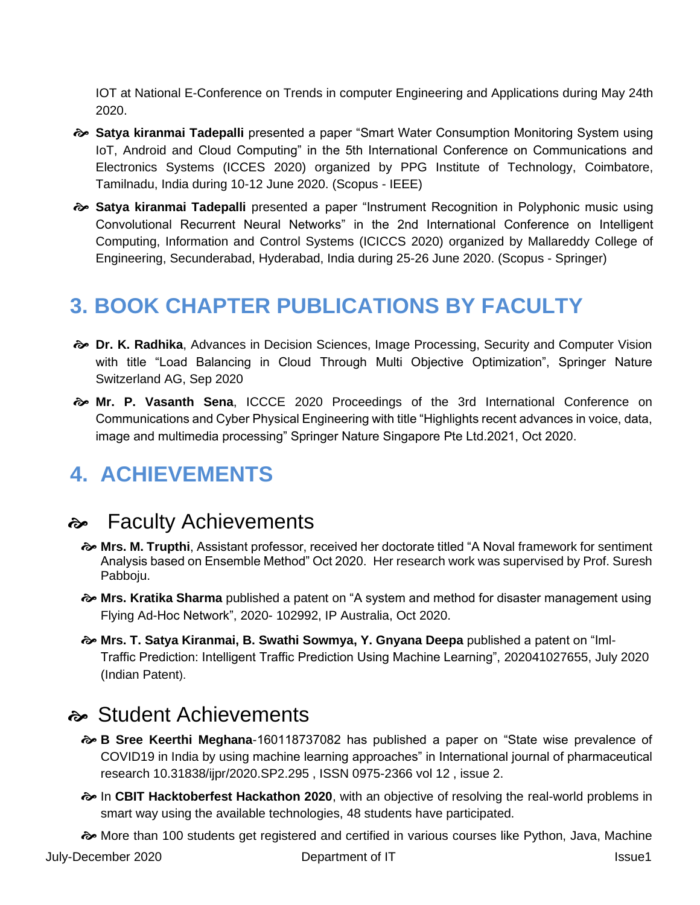IOT at National E-Conference on Trends in computer Engineering and Applications during May 24th 2020.

- **Satya kiranmai Tadepalli** presented a paper "Smart Water Consumption Monitoring System using IoT, Android and Cloud Computing" in the 5th International Conference on Communications and Electronics Systems (ICCES 2020) organized by PPG Institute of Technology, Coimbatore, Tamilnadu, India during 10-12 June 2020. (Scopus - IEEE)
- **Satya kiranmai Tadepalli** presented a paper "Instrument Recognition in Polyphonic music using Convolutional Recurrent Neural Networks" in the 2nd International Conference on Intelligent Computing, Information and Control Systems (ICICCS 2020) organized by Mallareddy College of Engineering, Secunderabad, Hyderabad, India during 25-26 June 2020. (Scopus - Springer)

# 3. BOOK CHAPTER PUBLICATIONS BY FACULTY

- **Dr. K. Radhika**, Advances in Decision Sciences, Image Processing, Security and Computer Vision with title "Load Balancing in Cloud Through Multi Objective Optimization", Springer Nature Switzerland AG, Sep 2020
- **Mr. P. Vasanth Sena**, ICCCE 2020 Proceedings of the 3rd International Conference on Communications and Cyber Physical Engineering with title "Highlights recent advances in voice, data, image and multimedia processing" Springer Nature Singapore Pte Ltd.2021, Oct 2020.

# 4. ACHIEVEMENTS

## Faculty Achievements

- **Mrs. M. Trupthi**, Assistant professor, received her doctorate titled "A Noval framework for sentiment Analysis based on Ensemble Method" Oct 2020. Her research work was supervised by Prof. Suresh Pabboju.
- **Mrs. Kratika Sharma** published a patent on "A system and method for disaster management using Flying Ad-Hoc Network", 2020- 102992, IP Australia, Oct 2020.
- **Mrs. T. Satya Kiranmai, B. Swathi Sowmya, Y. Gnyana Deepa** published a patent on "Iml-Traffic Prediction: Intelligent Traffic Prediction Using Machine Learning", 202041027655, July 2020 (Indian Patent).

## Student Achievements

- **B Sree Keerthi Meghana**-160118737082 has published a paper on "State wise prevalence of COVID19 in India by using machine learning approaches" in International journal of pharmaceutical research 10.31838/ijpr/2020.SP2.295 , ISSN 0975-2366 vol 12 , issue 2.
- In **CBIT Hacktoberfest Hackathon 2020**, with an objective of resolving the real-world problems in smart way using the available technologies, 48 students have participated.
- More than 100 students get registered and certified in various courses like Python, Java, Machine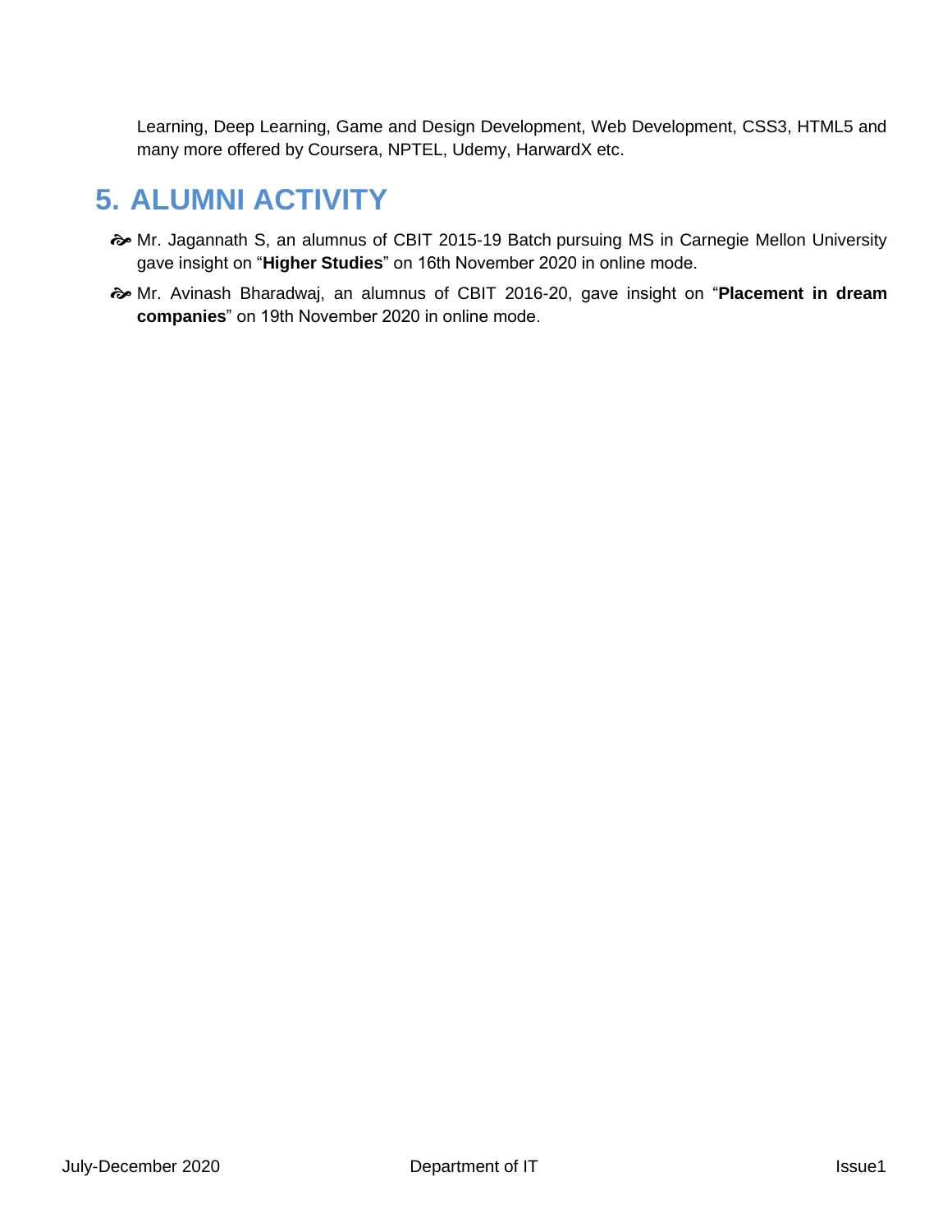Learning, Deep Learning, Game and Design Development, Web Development, CSS3, HTML5 and many more offered by Coursera, NPTEL, Udemy, HarwardX etc.

## 5. ALUMNI ACTIVITY

- Mr. Jagannath S, an alumnus of CBIT 2015-19 Batch pursuing MS in Carnegie Mellon University gave insight on "**Higher Studies**" on 16th November 2020 in online mode.
- Mr. Avinash Bharadwaj, an alumnus of CBIT 2016-20, gave insight on "**Placement in dream companies**" on 19th November 2020 in online mode.